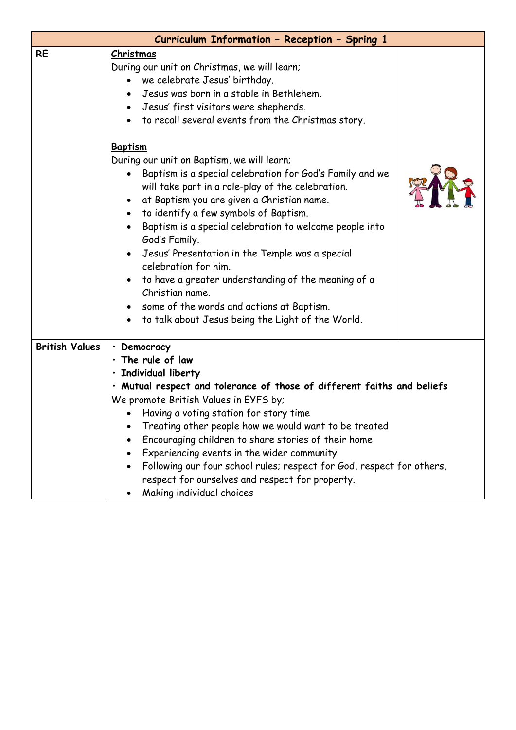| Curriculum Information – Reception – Spring 1 | | |
|---|---|---|
| **RE** | <u>**Christmas**</u><br>During our unit on Christmas, we will learn;<br>• we celebrate Jesus' birthday.<br>• Jesus was born in a stable in Bethlehem.<br>• Jesus' first visitors were shepherds.<br>• to recall several events from the Christmas story.<br><br><u>**Baptism**</u><br>During our unit on Baptism, we will learn;<br>• Baptism is a special celebration for God's Family and we will take part in a role-play of the celebration.<br>• at Baptism you are given a Christian name.<br>• to identify a few symbols of Baptism.<br>• Baptism is a special celebration to welcome people into God's Family.<br>• Jesus' Presentation in the Temple was a special celebration for him.<br>• to have a greater understanding of the meaning of a Christian name.<br>• some of the words and actions at Baptism.<br>• to talk about Jesus being the Light of the World. | |
| **British Values** | **• Democracy**<br>**• The rule of law**<br>**• Individual liberty**<br>**• Mutual respect and tolerance of those of different faiths and beliefs**<br>We promote British Values in EYFS by;<br>• Having a voting station for story time<br>• Treating other people how we would want to be treated<br>• Encouraging children to share stories of their home<br>• Experiencing events in the wider community<br>• Following our four school rules; respect for God, respect for others, respect for ourselves and respect for property.<br>• Making individual choices | |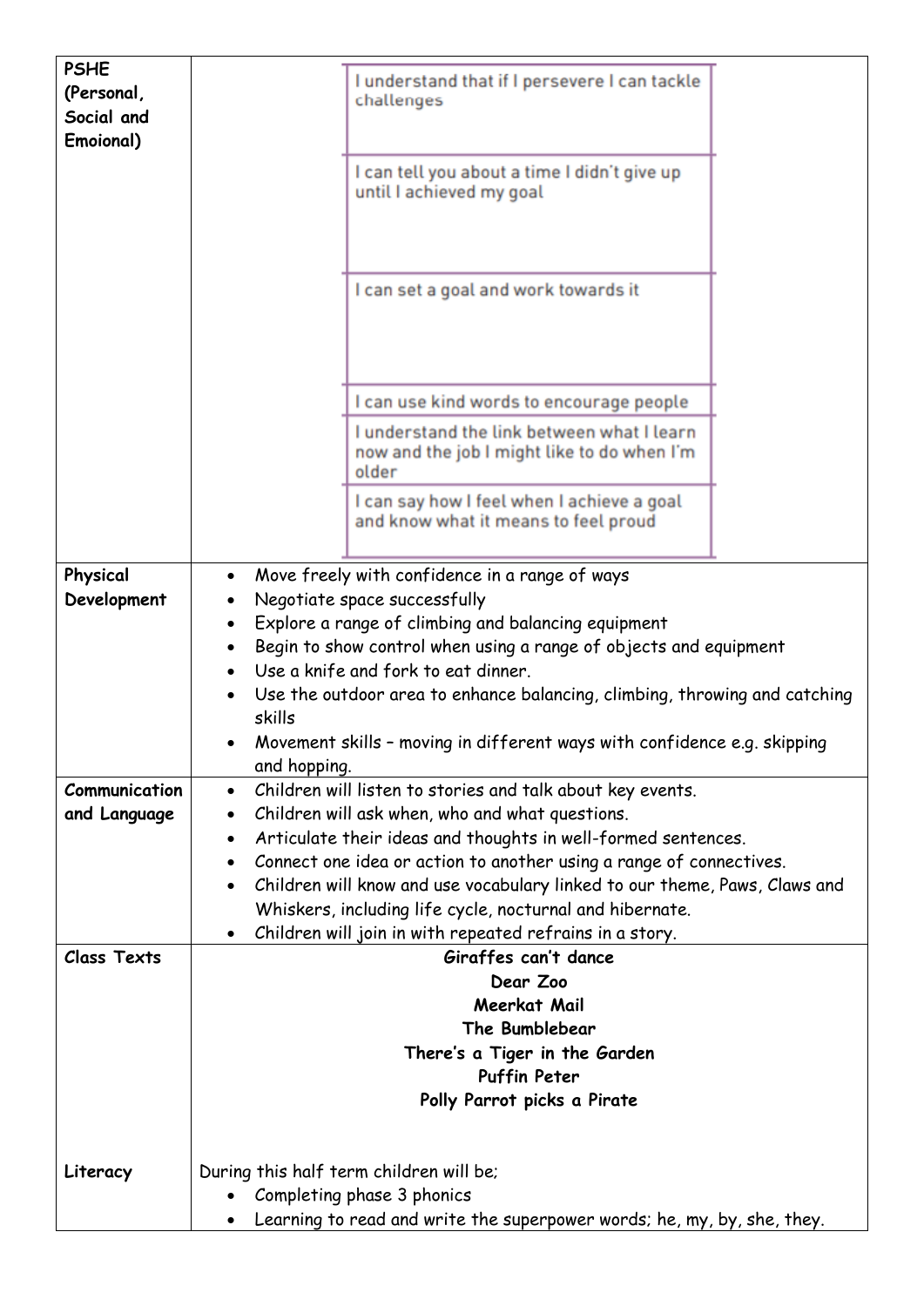| PSHE (Personal, Social and Emoional) | I understand that if I persevere I can tackle challenges<br>I can tell you about a time I didn't give up until I achieved my goal<br>I can set a goal and work towards it<br>I can use kind words to encourage people<br>I understand the link between what I learn now and the job I might like to do when I'm older<br>I can say how I feel when I achieve a goal and know what it means to feel proud |
|---|---|
| Physical Development | • Move freely with confidence in a range of ways<br>• Negotiate space successfully<br>• Explore a range of climbing and balancing equipment<br>• Begin to show control when using a range of objects and equipment<br>• Use a knife and fork to eat dinner.<br>• Use the outdoor area to enhance balancing, climbing, throwing and catching skills<br>• Movement skills – moving in different ways with confidence e.g. skipping and hopping. |
| Communication and Language | • Children will listen to stories and talk about key events.<br>• Children will ask when, who and what questions.<br>• Articulate their ideas and thoughts in well-formed sentences.<br>• Connect one idea or action to another using a range of connectives.<br>• Children will know and use vocabulary linked to our theme, Paws, Claws and Whiskers, including life cycle, nocturnal and hibernate.<br>• Children will join in with repeated refrains in a story. |
| Class Texts | **Giraffes can't dance**<br>**Dear Zoo**<br>**Meerkat Mail**<br>**The Bumblebear**<br>**There's a Tiger in the Garden**<br>**Puffin Peter**<br>**Polly Parrot picks a Pirate** |
| Literacy | During this half term children will be;<br>• Completing phase 3 phonics<br>• Learning to read and write the superpower words; he, my, by, she, they. |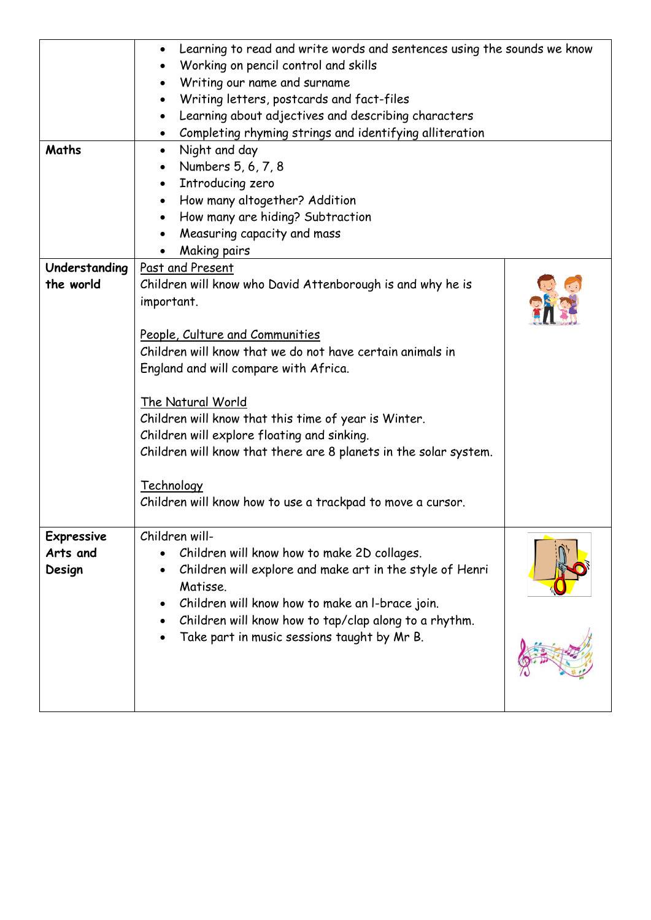| | | |
|---|---|---|
| | • Learning to read and write words and sentences using the sounds we know<br>• Working on pencil control and skills<br>• Writing our name and surname<br>• Writing letters, postcards and fact-files<br>• Learning about adjectives and describing characters<br>• Completing rhyming strings and identifying alliteration | |
| **Maths** | • Night and day<br>• Numbers 5, 6, 7, 8<br>• Introducing zero<br>• How many altogether? Addition<br>• How many are hiding? Subtraction<br>• Measuring capacity and mass<br>• Making pairs | |
| **Understanding the world** | <u>Past and Present</u><br>Children will know who David Attenborough is and why he is important.<br><br><u>People, Culture and Communities</u><br>Children will know that we do not have certain animals in England and will compare with Africa.<br><br><u>The Natural World</u><br>Children will know that this time of year is Winter.<br>Children will explore floating and sinking.<br>Children will know that there are 8 planets in the solar system.<br><br><u>Technology</u><br>Children will know how to use a trackpad to move a cursor. | |
| **Expressive Arts and Design** | Children will-<br>• Children will know how to make 2D collages.<br>• Children will explore and make art in the style of Henri Matisse.<br>• Children will know how to make an l-brace join.<br>• Children will know how to tap/clap along to a rhythm.<br>• Take part in music sessions taught by Mr B. | |